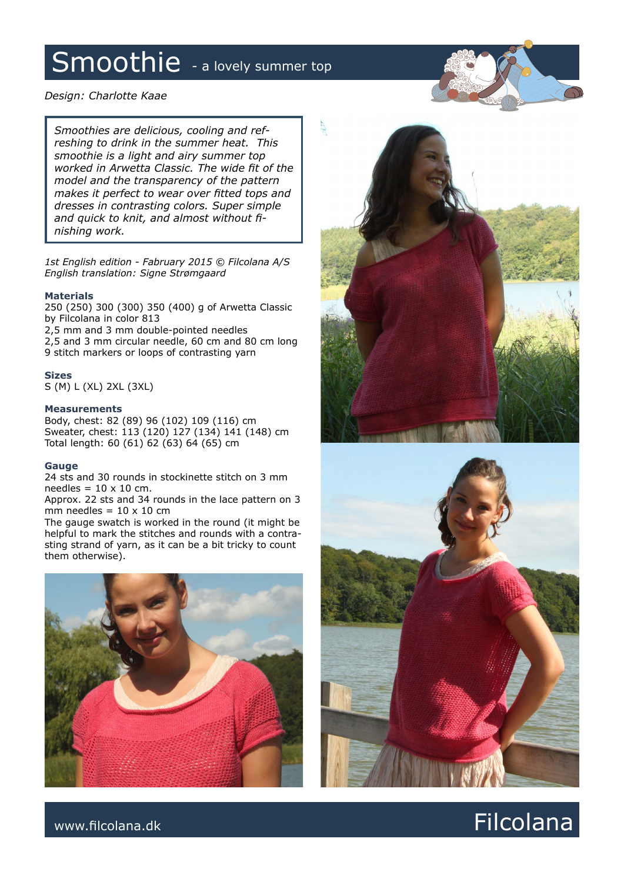# Smoothie - a lovely summer top

*Design: Charlotte Kaae*

> *Smoothies are delicious, cooling and refreshing to drink in the summer heat. This smoothie is a light and airy summer top worked in Arwetta Classic. The wide fit of the model and the transparency of the pattern makes it perfect to wear over fitted tops and dresses in contrasting colors. Super simple and quick to knit, and almost without finishing work.*

*1st English edition - Fabruary 2015 © Filcolana A/S*
*English translation: Signe Strømgaard*

### Materials

250 (250) 300 (300) 350 (400) g of Arwetta Classic by Filcolana in color 813
2,5 mm and 3 mm double-pointed needles
2,5 and 3 mm circular needle, 60 cm and 80 cm long
9 stitch markers or loops of contrasting yarn

### Sizes

S (M) L (XL) 2XL (3XL)

### Measurements

Body, chest: 82 (89) 96 (102) 109 (116) cm
Sweater, chest: 113 (120) 127 (134) 141 (148) cm
Total length: 60 (61) 62 (63) 64 (65) cm

### Gauge

24 sts and 30 rounds in stockinette stitch on 3 mm needles = 10 x 10 cm.
Approx. 22 sts and 34 rounds in the lace pattern on 3 mm needles = 10 x 10 cm
The gauge swatch is worked in the round (it might be helpful to mark the stitches and rounds with a contrasting strand of yarn, as it can be a bit tricky to count them otherwise).

www.filcolana.dk

Filcolana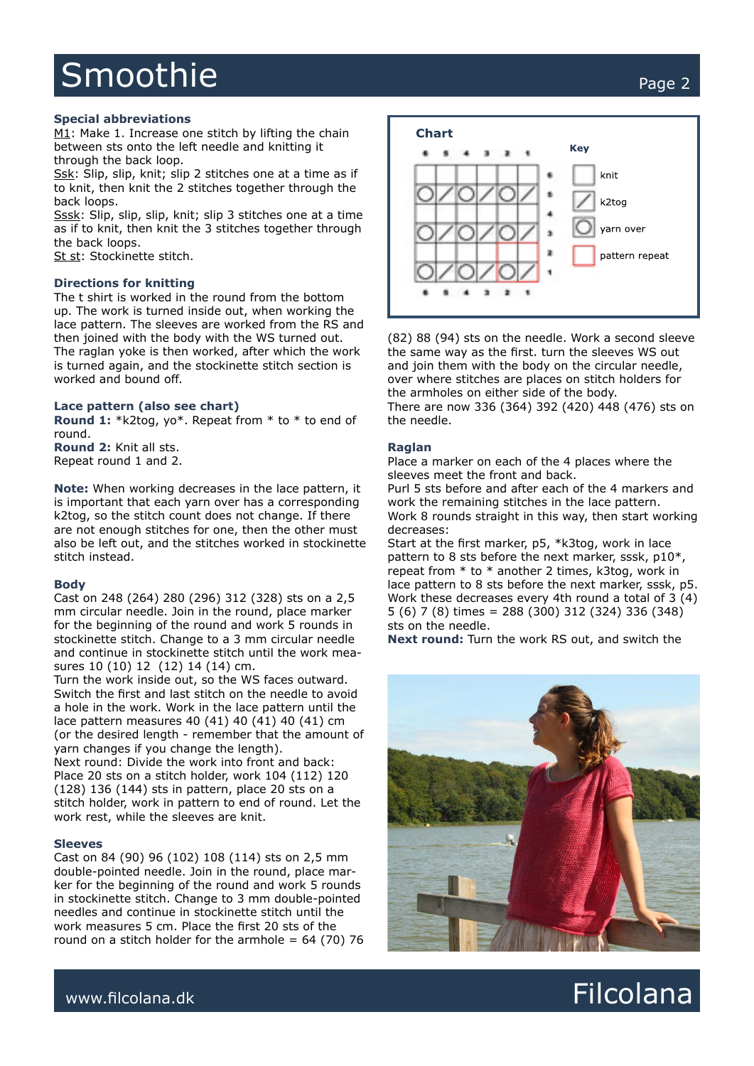## Special abbreviations

M1: Make 1. Increase one stitch by lifting the chain between sts onto the left needle and knitting it through the back loop.
Ssk: Slip, slip, knit; slip 2 stitches one at a time as if to knit, then knit the 2 stitches together through the back loops.
Sssk: Slip, slip, slip, knit; slip 3 stitches one at a time as if to knit, then knit the 3 stitches together through the back loops.
St st: Stockinette stitch.

## Directions for knitting

The t shirt is worked in the round from the bottom up. The work is turned inside out, when working the lace pattern. The sleeves are worked from the RS and then joined with the body with the WS turned out. The raglan yoke is then worked, after which the work is turned again, and the stockinette stitch section is worked and bound off.

## Lace pattern (also see chart)

**Round 1:** *k2tog, yo*. Repeat from * to * to end of round.
**Round 2:** Knit all sts.
Repeat round 1 and 2.

**Note:** When working decreases in the lace pattern, it is important that each yarn over has a corresponding k2tog, so the stitch count does not change. If there are not enough stitches for one, then the other must also be left out, and the stitches worked in stockinette stitch instead.

## Body

Cast on 248 (264) 280 (296) 312 (328) sts on a 2,5 mm circular needle. Join in the round, place marker for the beginning of the round and work 5 rounds in stockinette stitch. Change to a 3 mm circular needle and continue in stockinette stitch until the work measures 10 (10) 12 (12) 14 (14) cm.
Turn the work inside out, so the WS faces outward. Switch the first and last stitch on the needle to avoid a hole in the work. Work in the lace pattern until the lace pattern measures 40 (41) 40 (41) 40 (41) cm (or the desired length - remember that the amount of yarn changes if you change the length).
Next round: Divide the work into front and back: Place 20 sts on a stitch holder, work 104 (112) 120 (128) 136 (144) sts in pattern, place 20 sts on a stitch holder, work in pattern to end of round. Let the work rest, while the sleeves are knit.

## Sleeves

Cast on 84 (90) 96 (102) 108 (114) sts on 2,5 mm double-pointed needle. Join in the round, place marker for the beginning of the round and work 5 rounds in stockinette stitch. Change to 3 mm double-pointed needles and continue in stockinette stitch until the work measures 5 cm. Place the first 20 sts of the round on a stitch holder for the armhole = 64 (70) 76 (82) 88 (94) sts on the needle. Work a second sleeve the same way as the first. turn the sleeves WS out and join them with the body on the circular needle, over where stitches are places on stitch holders for the armholes on either side of the body.
There are now 336 (364) 392 (420) 448 (476) sts on the needle.

## Chart

Chart: 6 stitches wide (numbered 6–1 from left to right), 6 rounds (numbered 1–6 from bottom to top).
- Rounds 1, 3, 5: yarn over, k2tog, yarn over, k2tog, yarn over, k2tog
- Rounds 2, 4, 6: knit all stitches
- Pattern repeat: stitches 2–1, rounds 1–2

Key:
- □ knit
- / k2tog
- ○ yarn over
- red box: pattern repeat

## Raglan

Place a marker on each of the 4 places where the sleeves meet the front and back.
Purl 5 sts before and after each of the 4 markers and work the remaining stitches in the lace pattern.
Work 8 rounds straight in this way, then start working decreases:
Start at the first marker, p5, *k3tog, work in lace pattern to 8 sts before the next marker, sssk, p10*, repeat from * to * another 2 times, k3tog, work in lace pattern to 8 sts before the next marker, sssk, p5.
Work these decreases every 4th round a total of 3 (4) 5 (6) 7 (8) times = 288 (300) 312 (324) 336 (348) sts on the needle.
**Next round:** Turn the work RS out, and switch the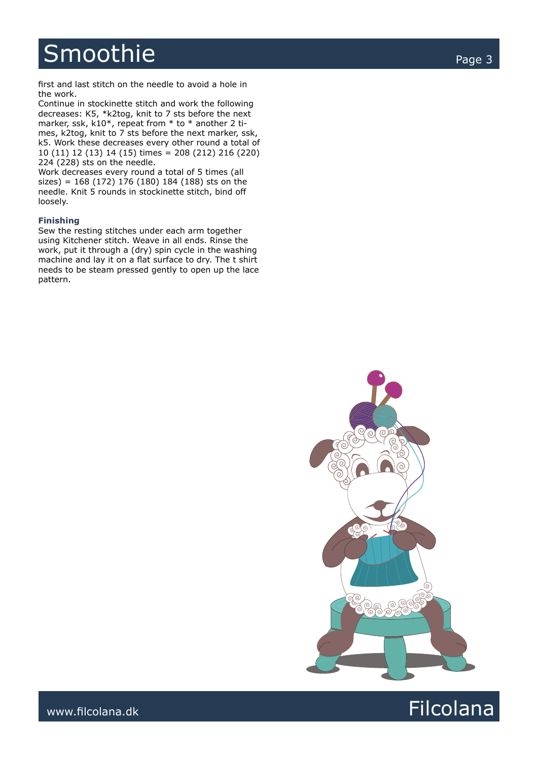first and last stitch on the needle to avoid a hole in the work.

Continue in stockinette stitch and work the following decreases: K5, *k2tog, knit to 7 sts before the next marker, ssk, k10*, repeat from * to * another 2 times, k2tog, knit to 7 sts before the next marker, ssk, k5. Work these decreases every other round a total of 10 (11) 12 (13) 14 (15) times = 208 (212) 216 (220) 224 (228) sts on the needle.

Work decreases every round a total of 5 times (all sizes) = 168 (172) 176 (180) 184 (188) sts on the needle. Knit 5 rounds in stockinette stitch, bind off loosely.

### Finishing

Sew the resting stitches under each arm together using Kitchener stitch. Weave in all ends. Rinse the work, put it through a (dry) spin cycle in the washing machine and lay it on a flat surface to dry. The t shirt needs to be steam pressed gently to open up the lace pattern.